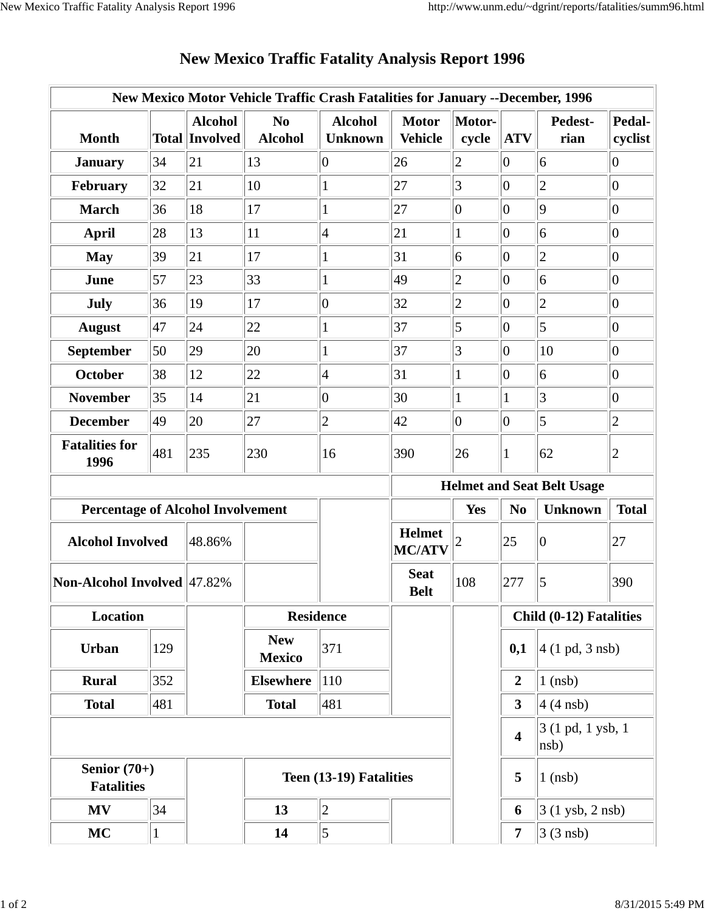# New Mexico Traffic Fatality Analysis Report 1996

| New Mexico Motor Vehicle Traffic Crash Fatalities for January --December, 1996 | | | | | | | | | |
|---|---|---|---|---|---|---|---|---|---|
| **Month** | **Total** | **Alcohol Involved** | **No Alcohol** | **Alcohol Unknown** | **Motor Vehicle** | **Motor-cycle** | **ATV** | **Pedest-rian** | **Pedal-cyclist** |
| **January** | 34 | 21 | 13 | 0 | 26 | 2 | 0 | 6 | 0 |
| **February** | 32 | 21 | 10 | 1 | 27 | 3 | 0 | 2 | 0 |
| **March** | 36 | 18 | 17 | 1 | 27 | 0 | 0 | 9 | 0 |
| **April** | 28 | 13 | 11 | 4 | 21 | 1 | 0 | 6 | 0 |
| **May** | 39 | 21 | 17 | 1 | 31 | 6 | 0 | 2 | 0 |
| **June** | 57 | 23 | 33 | 1 | 49 | 2 | 0 | 6 | 0 |
| **July** | 36 | 19 | 17 | 0 | 32 | 2 | 0 | 2 | 0 |
| **August** | 47 | 24 | 22 | 1 | 37 | 5 | 0 | 5 | 0 |
| **September** | 50 | 29 | 20 | 1 | 37 | 3 | 0 | 10 | 0 |
| **October** | 38 | 12 | 22 | 4 | 31 | 1 | 0 | 6 | 0 |
| **November** | 35 | 14 | 21 | 0 | 30 | 1 | 1 | 3 | 0 |
| **December** | 49 | 20 | 27 | 2 | 42 | 0 | 0 | 5 | 2 |
| **Fatalities for 1996** | 481 | 235 | 230 | 16 | 390 | 26 | 1 | 62 | 2 |

| Percentage of Alcohol Involvement | |
|---|---|
| **Alcohol Involved** | 48.86% |
| **Non-Alcohol Involved** | 47.82% |

| Helmet and Seat Belt Usage | | | | |
|---|---|---|---|---|
| | **Yes** | **No** | **Unknown** | **Total** |
| **Helmet MC/ATV** | 2 | 25 | 0 | 27 |
| **Seat Belt** | 108 | 277 | 5 | 390 |

| Location | |
|---|---|
| **Urban** | 129 |
| **Rural** | 352 |
| **Total** | 481 |

| Residence | |
|---|---|
| **New Mexico** | 371 |
| **Elsewhere** | 110 |
| **Total** | 481 |

| Child (0-12) Fatalities | |
|---|---|
| **0,1** | 4 (1 pd, 3 nsb) |
| **2** | 1 (nsb) |
| **3** | 4 (4 nsb) |
| **4** | 3 (1 pd, 1 ysb, 1 nsb) |
| **5** | 1 (nsb) |
| **6** | 3 (1 ysb, 2 nsb) |
| **7** | 3 (3 nsb) |

| Senior (70+) Fatalities | |
|---|---|
| **MV** | 34 |
| **MC** | 1 |

| Teen (13-19) Fatalities | |
|---|---|
| **13** | 2 |
| **14** | 5 |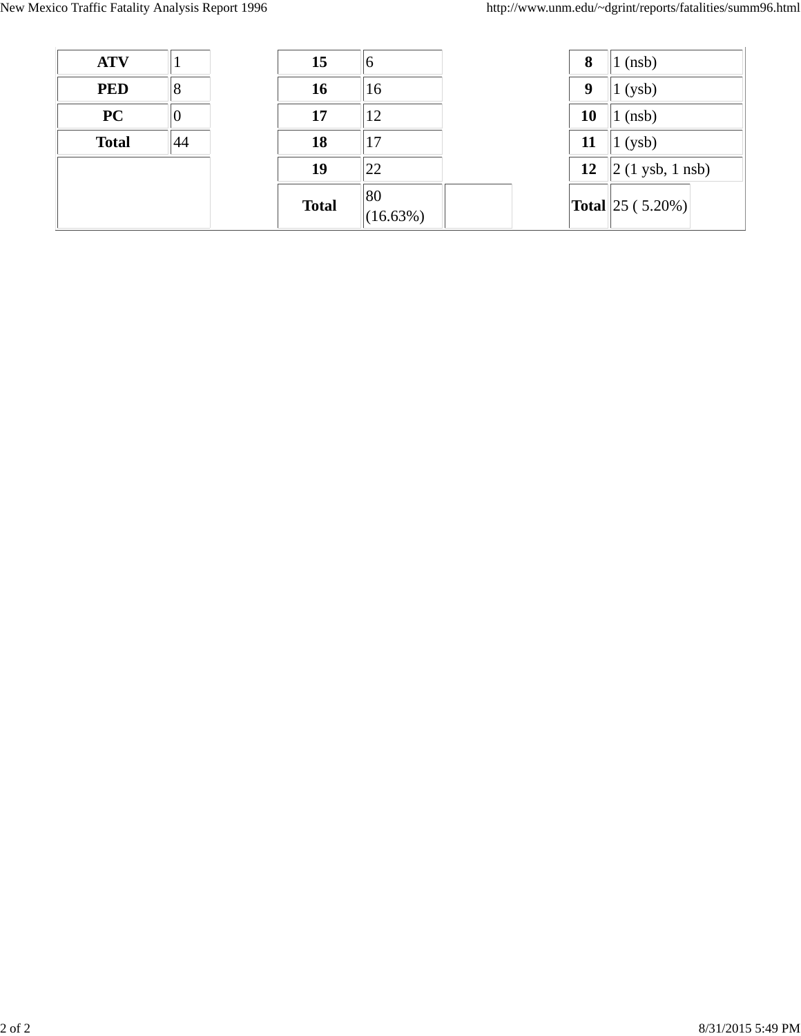| | | | | | | |
|---|---|---|---|---|---|---|
| **ATV** | 1 | **15** | 6 | | **8** | 1 (nsb) |
| **PED** | 8 | **16** | 16 | | **9** | 1 (ysb) |
| **PC** | 0 | **17** | 12 | | **10** | 1 (nsb) |
| **Total** | 44 | **18** | 17 | | **11** | 1 (ysb) |
| | | **19** | 22 | | **12** | 2 (1 ysb, 1 nsb) |
| | | **Total** | 80 (16.63%) | | **Total** | 25 ( 5.20%) |